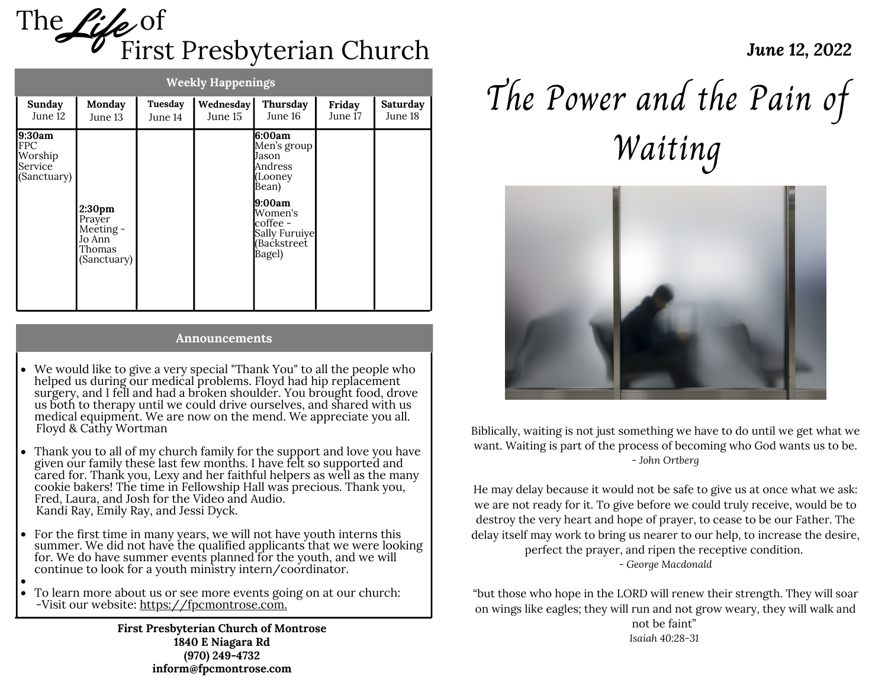# The *Life* of First Presbyterian Church

## Weekly Happenings

| Sunday June 12 | Monday June 13 | Tuesday June 14 | Wednesday June 15 | Thursday June 16 | Friday June 17 | Saturday June 18 |
|---|---|---|---|---|---|---|
| **9:30am** FPC Worship Service (Sanctuary) | **2:30pm** Prayer Meeting - Jo Ann Thomas (Sanctuary) | | | **6:00am** Men's group Jason Andress (Looney Bean) **9:00am** Women's coffee - Sally Furuiye (Backstreet Bagel) | | |

## Announcements

- We would like to give a very special "Thank You" to all the people who helped us during our medical problems. Floyd had hip replacement surgery, and I fell and had a broken shoulder. You brought food, drove us both to therapy until we could drive ourselves, and shared with us medical equipment. We are now on the mend. We appreciate you all.
  Floyd & Cathy Wortman
- Thank you to all of my church family for the support and love you have given our family these last few months. I have felt so supported and cared for. Thank you, Lexy and her faithful helpers as well as the many cookie bakers! The time in Fellowship Hall was precious. Thank you, Fred, Laura, and Josh for the Video and Audio.
  Kandi Ray, Emily Ray, and Jessi Dyck.
- For the first time in many years, we will not have youth interns this summer. We did not have the qualified applicants that we were looking for. We do have summer events planned for the youth, and we will continue to look for a youth ministry intern/coordinator.
- To learn more about us or see more events going on at our church:
  -Visit our website: https://fpcmontrose.com.

**First Presbyterian Church of Montrose**
**1840 E Niagara Rd**
**(970) 249-4732**
**inform@fpcmontrose.com**

***June 12, 2022***

# The Power and the Pain of Waiting

Biblically, waiting is not just something we have to do until we get what we want. Waiting is part of the process of becoming who God wants us to be.
*- John Ortberg*

He may delay because it would not be safe to give us at once what we ask: we are not ready for it. To give before we could truly receive, would be to destroy the very heart and hope of prayer, to cease to be our Father. The delay itself may work to bring us nearer to our help, to increase the desire, perfect the prayer, and ripen the receptive condition.
*- George Macdonald*

"but those who hope in the LORD will renew their strength. They will soar on wings like eagles; they will run and not grow weary, they will walk and not be faint"
*Isaiah 40:28-31*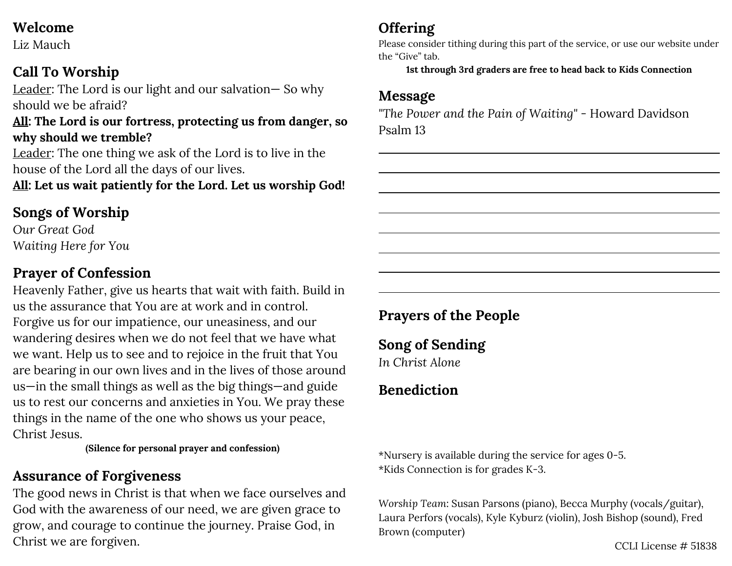## Welcome

Liz Mauch

## Call To Worship

Leader: The Lord is our light and our salvation— So why should we be afraid?

**All: The Lord is our fortress, protecting us from danger, so why should we tremble?**

Leader: The one thing we ask of the Lord is to live in the house of the Lord all the days of our lives.

**All: Let us wait patiently for the Lord. Let us worship God!**

## Songs of Worship

*Our Great God*
*Waiting Here for You*

## Prayer of Confession

Heavenly Father, give us hearts that wait with faith. Build in us the assurance that You are at work and in control. Forgive us for our impatience, our uneasiness, and our wandering desires when we do not feel that we have what we want. Help us to see and to rejoice in the fruit that You are bearing in our own lives and in the lives of those around us—in the small things as well as the big things—and guide us to rest our concerns and anxieties in You. We pray these things in the name of the one who shows us your peace, Christ Jesus.

**(Silence for personal prayer and confession)**

## Assurance of Forgiveness

The good news in Christ is that when we face ourselves and God with the awareness of our need, we are given grace to grow, and courage to continue the journey. Praise God, in Christ we are forgiven.

## Offering

Please consider tithing during this part of the service, or use our website under the "Give" tab.

**1st through 3rd graders are free to head back to Kids Connection**

## Message

"*The Power and the Pain of Waiting*" - Howard Davidson
Psalm 13

________________________________________

________________________________________

________________________________________

________________________________________

________________________________________

________________________________________

________________________________________

________________________________________

## Prayers of the People

## Song of Sending

*In Christ Alone*

## Benediction

*Nursery is available during the service for ages 0-5.
*Kids Connection is for grades K-3.

*Worship Team*: Susan Parsons (piano), Becca Murphy (vocals/guitar), Laura Perfors (vocals), Kyle Kyburz (violin), Josh Bishop (sound), Fred Brown (computer)

CCLI License # 51838